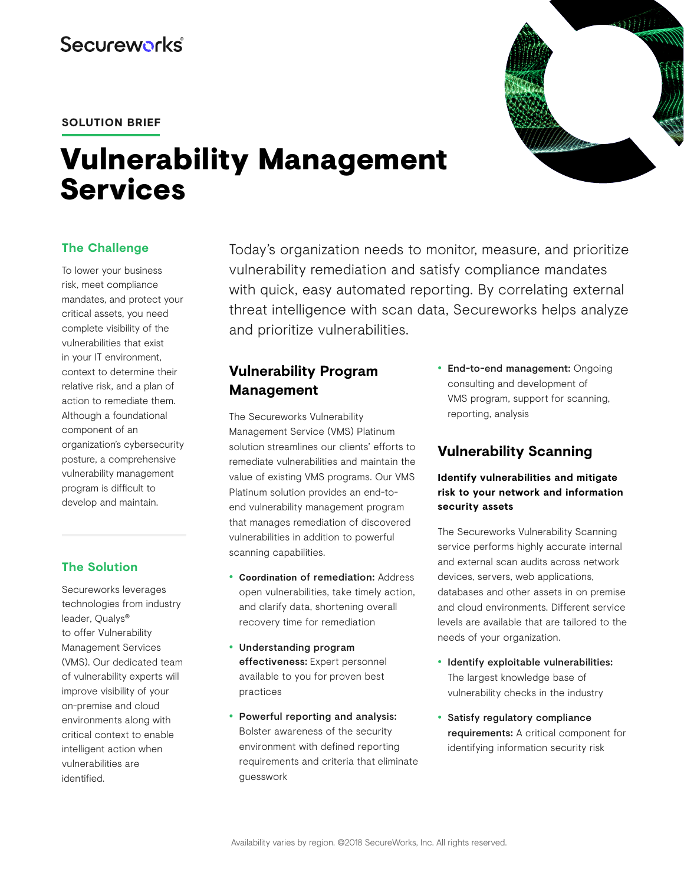Secureworks

**SOLUTION BRIEF**

# Vulnerability Management Services

## The Challenge

To lower your business risk, meet compliance mandates, and protect your critical assets, you need complete visibility of the vulnerabilities that exist in your IT environment, context to determine their relative risk, and a plan of action to remediate them. Although a foundational component of an organization's cybersecurity posture, a comprehensive vulnerability management program is difficult to develop and maintain.

## The Solution

Secureworks leverages technologies from industry leader, Qualys® to offer Vulnerability Management Services (VMS). Our dedicated team of vulnerability experts will improve visibility of your on-premise and cloud environments along with critical context to enable intelligent action when vulnerabilities are identified.

Today's organization needs to monitor, measure, and prioritize vulnerability remediation and satisfy compliance mandates with quick, easy automated reporting. By correlating external threat intelligence with scan data, Secureworks helps analyze and prioritize vulnerabilities.

## Vulnerability Program Management

The Secureworks Vulnerability Management Service (VMS) Platinum solution streamlines our clients' efforts to remediate vulnerabilities and maintain the value of existing VMS programs. Our VMS Platinum solution provides an end-to-end vulnerability management program that manages remediation of discovered vulnerabilities in addition to powerful scanning capabilities.

- **Coordination of remediation:** Address open vulnerabilities, take timely action, and clarify data, shortening overall recovery time for remediation
- **Understanding program effectiveness:** Expert personnel available to you for proven best practices
- **Powerful reporting and analysis:** Bolster awareness of the security environment with defined reporting requirements and criteria that eliminate guesswork
- **End-to-end management:** Ongoing consulting and development of VMS program, support for scanning, reporting, analysis

## Vulnerability Scanning

**Identify vulnerabilities and mitigate risk to your network and information security assets**

The Secureworks Vulnerability Scanning service performs highly accurate internal and external scan audits across network devices, servers, web applications, databases and other assets in on premise and cloud environments. Different service levels are available that are tailored to the needs of your organization.

- **Identify exploitable vulnerabilities:** The largest knowledge base of vulnerability checks in the industry
- **Satisfy regulatory compliance requirements:** A critical component for identifying information security risk

Availability varies by region. ©2018 SecureWorks, Inc. All rights reserved.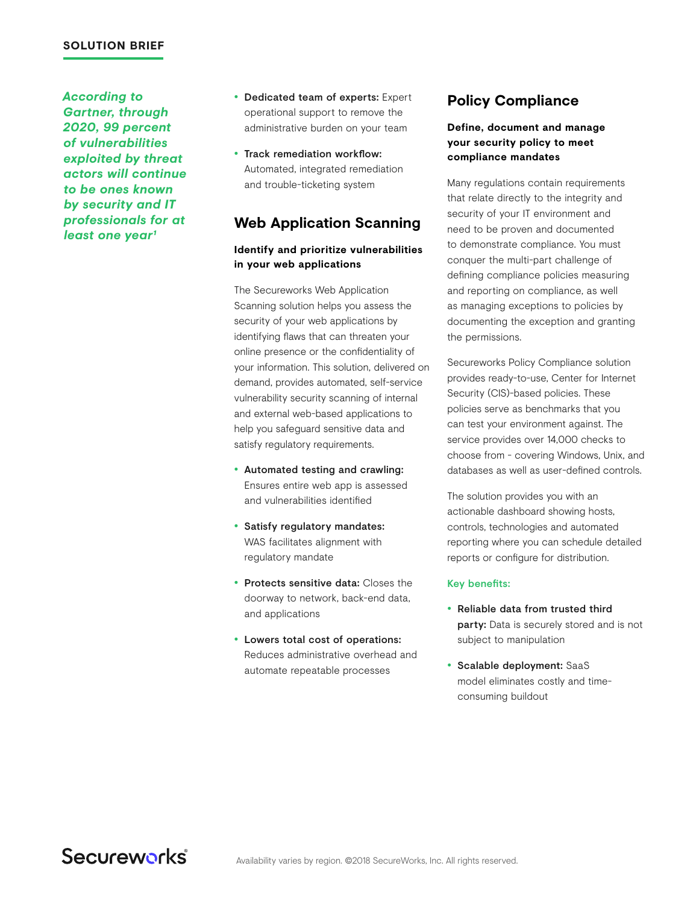*According to Gartner, through 2020, 99 percent of vulnerabilities exploited by threat actors will continue to be ones known by security and IT professionals for at least one year[1]*

- **Dedicated team of experts:** Expert operational support to remove the administrative burden on your team
- **Track remediation workflow:** Automated, integrated remediation and trouble-ticketing system

## Web Application Scanning

**Identify and prioritize vulnerabilities in your web applications**

The Secureworks Web Application Scanning solution helps you assess the security of your web applications by identifying flaws that can threaten your online presence or the confidentiality of your information. This solution, delivered on demand, provides automated, self-service vulnerability security scanning of internal and external web-based applications to help you safeguard sensitive data and satisfy regulatory requirements.

- **Automated testing and crawling:** Ensures entire web app is assessed and vulnerabilities identified
- **Satisfy regulatory mandates:** WAS facilitates alignment with regulatory mandate
- **Protects sensitive data:** Closes the doorway to network, back-end data, and applications
- **Lowers total cost of operations:** Reduces administrative overhead and automate repeatable processes

## Policy Compliance

**Define, document and manage your security policy to meet compliance mandates**

Many regulations contain requirements that relate directly to the integrity and security of your IT environment and need to be proven and documented to demonstrate compliance. You must conquer the multi-part challenge of defining compliance policies measuring and reporting on compliance, as well as managing exceptions to policies by documenting the exception and granting the permissions.

Secureworks Policy Compliance solution provides ready-to-use, Center for Internet Security (CIS)-based policies. These policies serve as benchmarks that you can test your environment against. The service provides over 14,000 checks to choose from - covering Windows, Unix, and databases as well as user-defined controls.

The solution provides you with an actionable dashboard showing hosts, controls, technologies and automated reporting where you can schedule detailed reports or configure for distribution.

Key benefits:

- **Reliable data from trusted third party:** Data is securely stored and is not subject to manipulation
- **Scalable deployment:** SaaS model eliminates costly and time-consuming buildout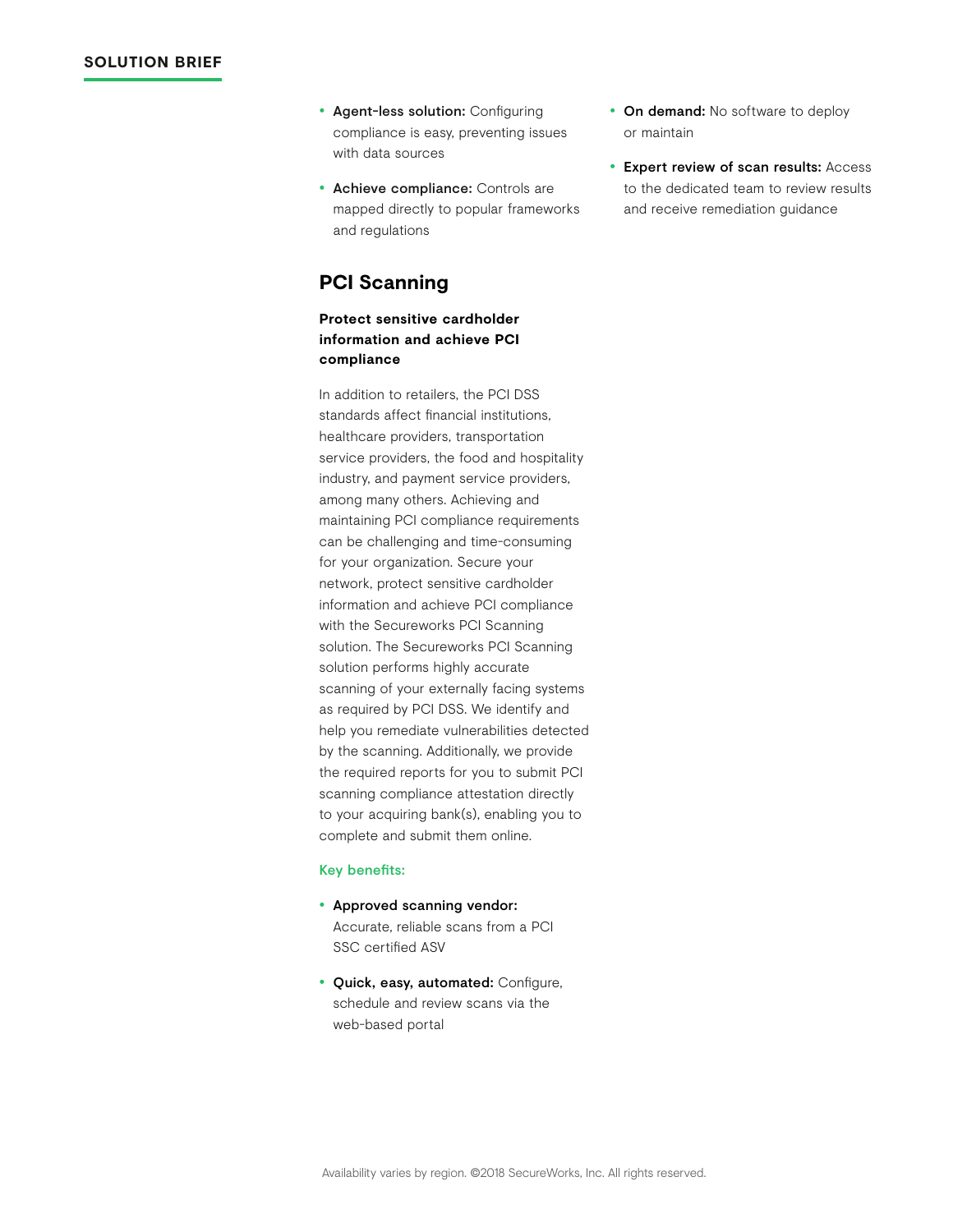- **Agent-less solution:** Configuring compliance is easy, preventing issues with data sources
- **Achieve compliance:** Controls are mapped directly to popular frameworks and regulations

## PCI Scanning

**Protect sensitive cardholder information and achieve PCI compliance**

In addition to retailers, the PCI DSS standards affect financial institutions, healthcare providers, transportation service providers, the food and hospitality industry, and payment service providers, among many others. Achieving and maintaining PCI compliance requirements can be challenging and time-consuming for your organization. Secure your network, protect sensitive cardholder information and achieve PCI compliance with the Secureworks PCI Scanning solution. The Secureworks PCI Scanning solution performs highly accurate scanning of your externally facing systems as required by PCI DSS. We identify and help you remediate vulnerabilities detected by the scanning. Additionally, we provide the required reports for you to submit PCI scanning compliance attestation directly to your acquiring bank(s), enabling you to complete and submit them online.

Key benefits:

- **Approved scanning vendor:** Accurate, reliable scans from a PCI SSC certified ASV
- **Quick, easy, automated:** Configure, schedule and review scans via the web-based portal
- **On demand:** No software to deploy or maintain
- **Expert review of scan results:** Access to the dedicated team to review results and receive remediation guidance

Availability varies by region. ©2018 SecureWorks, Inc. All rights reserved.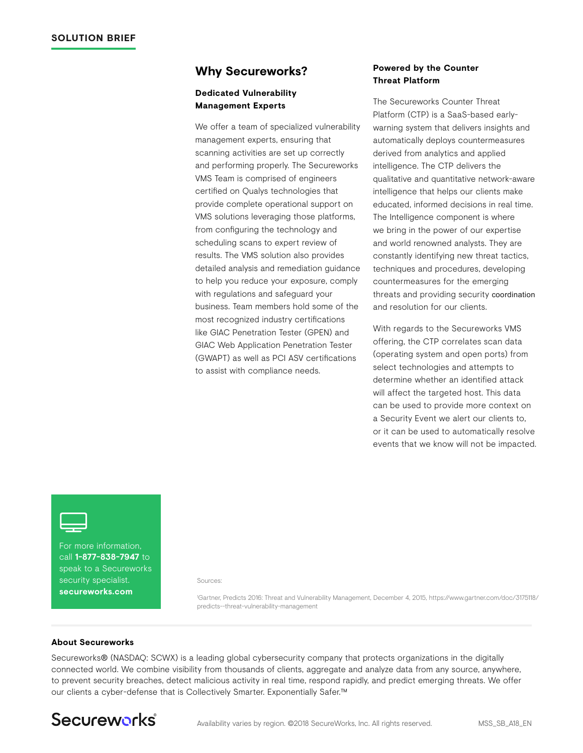## Why Secureworks?

### Dedicated Vulnerability Management Experts

We offer a team of specialized vulnerability management experts, ensuring that scanning activities are set up correctly and performing properly. The Secureworks VMS Team is comprised of engineers certified on Qualys technologies that provide complete operational support on VMS solutions leveraging those platforms, from configuring the technology and scheduling scans to expert review of results. The VMS solution also provides detailed analysis and remediation guidance to help you reduce your exposure, comply with regulations and safeguard your business. Team members hold some of the most recognized industry certifications like GIAC Penetration Tester (GPEN) and GIAC Web Application Penetration Tester (GWAPT) as well as PCI ASV certifications to assist with compliance needs.

### Powered by the Counter Threat Platform

The Secureworks Counter Threat Platform (CTP) is a SaaS-based early-warning system that delivers insights and automatically deploys countermeasures derived from analytics and applied intelligence. The CTP delivers the qualitative and quantitative network-aware intelligence that helps our clients make educated, informed decisions in real time. The Intelligence component is where we bring in the power of our expertise and world renowned analysts. They are constantly identifying new threat tactics, techniques and procedures, developing countermeasures for the emerging threats and providing security coordination and resolution for our clients.

With regards to the Secureworks VMS offering, the CTP correlates scan data (operating system and open ports) from select technologies and attempts to determine whether an identified attack will affect the targeted host. This data can be used to provide more context on a Security Event we alert our clients to, or it can be used to automatically resolve events that we know will not be impacted.

For more information, call **1-877-838-7947** to speak to a Secureworks security specialist.
**secureworks.com**

Sources:

[1]Gartner, Predicts 2016: Threat and Vulnerability Management, December 4, 2015, https://www.gartner.com/doc/3175118/predicts--threat-vulnerability-management

### About Secureworks

Secureworks® (NASDAQ: SCWX) is a leading global cybersecurity company that protects organizations in the digitally connected world. We combine visibility from thousands of clients, aggregate and analyze data from any source, anywhere, to prevent security breaches, detect malicious activity in real time, respond rapidly, and predict emerging threats. We offer our clients a cyber-defense that is Collectively Smarter. Exponentially Safer.™

Secureworks®

Availability varies by region. ©2018 SecureWorks, Inc. All rights reserved.

MSS_SB_A18_EN